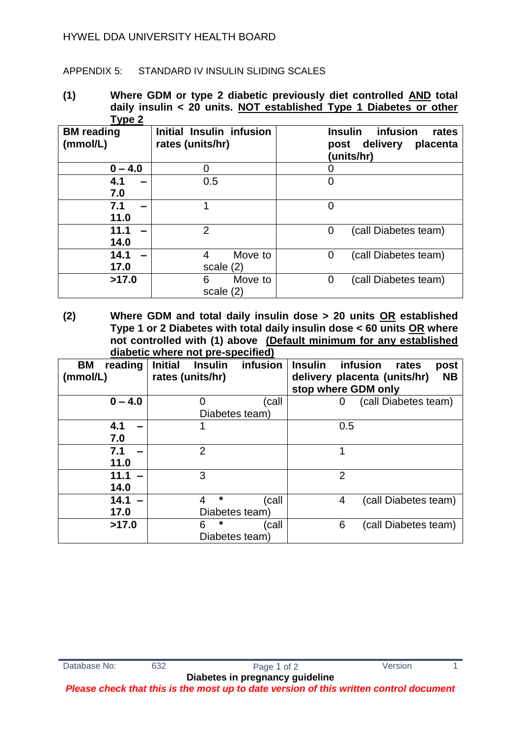HYWEL DDA UNIVERSITY HEALTH BOARD

APPENDIX 5: STANDARD IV INSULIN SLIDING SCALES

**(1) Where GDM or type 2 diabetic previously diet controlled <u>AND</u> total daily insulin < 20 units. <u>NOT established Type 1 Diabetes or other Type 2</u>**

| **BM reading (mmol/L)** | **Initial Insulin infusion rates (units/hr)** | **Insulin infusion rates post delivery placenta (units/hr)** |
|---|---|---|
| **0 – 4.0** | 0 | 0 |
| **4.1 – 7.0** | 0.5 | 0 |
| **7.1 – 11.0** | 1 | 0 |
| **11.1 – 14.0** | 2 | 0 (call Diabetes team) |
| **14.1 – 17.0** | 4 Move to scale (2) | 0 (call Diabetes team) |
| **>17.0** | 6 Move to scale (2) | 0 (call Diabetes team) |

**(2) Where GDM and total daily insulin dose > 20 units <u>OR</u> established Type 1 or 2 Diabetes with total daily insulin dose < 60 units <u>OR</u> where not controlled with (1) above <u>(Default minimum for any established diabetic where not pre-specified)</u>**

| **BM reading (mmol/L)** | **Initial Insulin infusion rates (units/hr)** | **Insulin infusion rates post delivery placenta (units/hr) NB stop where GDM only** |
|---|---|---|
| **0 – 4.0** | 0 (call Diabetes team) | 0 (call Diabetes team) |
| **4.1 – 7.0** | 1 | 0.5 |
| **7.1 – 11.0** | 2 | 1 |
| **11.1 – 14.0** | 3 | 2 |
| **14.1 – 17.0** | 4 * (call Diabetes team) | 4 (call Diabetes team) |
| **>17.0** | 6 * (call Diabetes team) | 6 (call Diabetes team) |

Database No: 632 Version 1

**Diabetes in pregnancy guideline**

***Please check that this is the most up to date version of this written control document***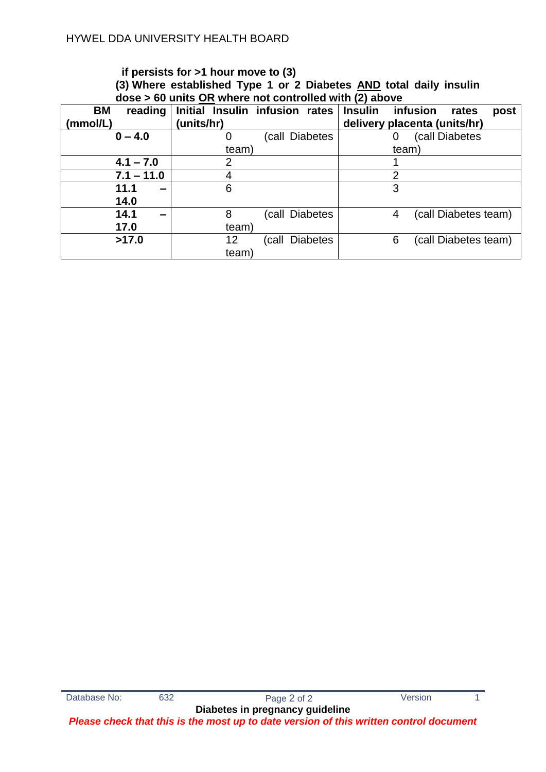**if persists for >1 hour move to (3)**

**(3) Where established Type 1 or 2 Diabetes AND total daily insulin dose > 60 units OR where not controlled with (2) above**

| BM reading (mmol/L) | Initial Insulin infusion rates (units/hr) | Insulin infusion rates post delivery placenta (units/hr) |
|---|---|---|
| **0 – 4.0** | 0 (call Diabetes team) | 0 (call Diabetes team) |
| **4.1 – 7.0** | 2 | 1 |
| **7.1 – 11.0** | 4 | 2 |
| **11.1 – 14.0** | 6 | 3 |
| **14.1 – 17.0** | 8 (call Diabetes team) | 4 (call Diabetes team) |
| **>17.0** | 12 (call Diabetes team) | 6 (call Diabetes team) |